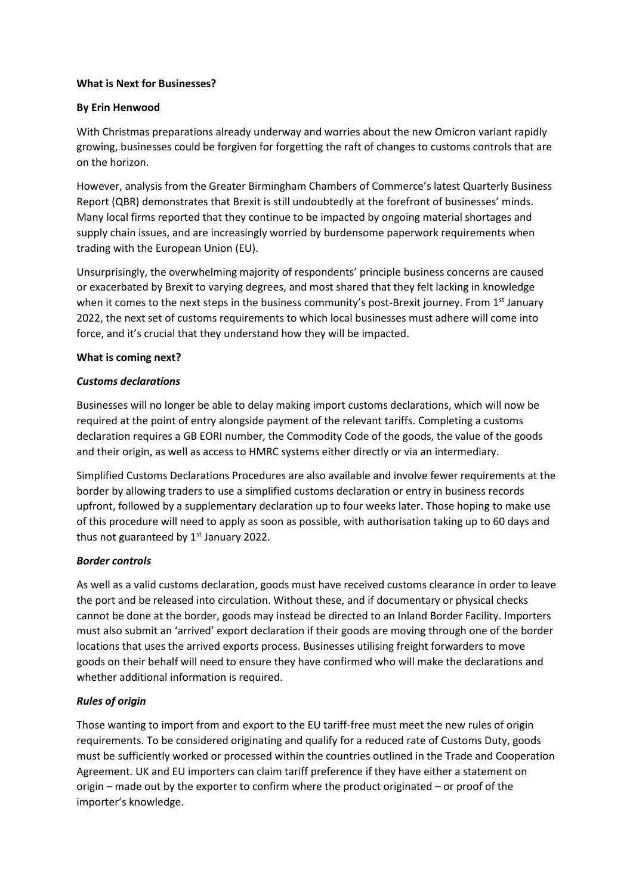**What is Next for Businesses?**

**By Erin Henwood**

With Christmas preparations already underway and worries about the new Omicron variant rapidly growing, businesses could be forgiven for forgetting the raft of changes to customs controls that are on the horizon.

However, analysis from the Greater Birmingham Chambers of Commerce's latest Quarterly Business Report (QBR) demonstrates that Brexit is still undoubtedly at the forefront of businesses' minds. Many local firms reported that they continue to be impacted by ongoing material shortages and supply chain issues, and are increasingly worried by burdensome paperwork requirements when trading with the European Union (EU).

Unsurprisingly, the overwhelming majority of respondents' principle business concerns are caused or exacerbated by Brexit to varying degrees, and most shared that they felt lacking in knowledge when it comes to the next steps in the business community's post-Brexit journey. From 1st January 2022, the next set of customs requirements to which local businesses must adhere will come into force, and it's crucial that they understand how they will be impacted.

**What is coming next?**

***Customs declarations***

Businesses will no longer be able to delay making import customs declarations, which will now be required at the point of entry alongside payment of the relevant tariffs. Completing a customs declaration requires a GB EORI number, the Commodity Code of the goods, the value of the goods and their origin, as well as access to HMRC systems either directly or via an intermediary.

Simplified Customs Declarations Procedures are also available and involve fewer requirements at the border by allowing traders to use a simplified customs declaration or entry in business records upfront, followed by a supplementary declaration up to four weeks later. Those hoping to make use of this procedure will need to apply as soon as possible, with authorisation taking up to 60 days and thus not guaranteed by 1st January 2022.

***Border controls***

As well as a valid customs declaration, goods must have received customs clearance in order to leave the port and be released into circulation. Without these, and if documentary or physical checks cannot be done at the border, goods may instead be directed to an Inland Border Facility. Importers must also submit an 'arrived' export declaration if their goods are moving through one of the border locations that uses the arrived exports process. Businesses utilising freight forwarders to move goods on their behalf will need to ensure they have confirmed who will make the declarations and whether additional information is required.

***Rules of origin***

Those wanting to import from and export to the EU tariff-free must meet the new rules of origin requirements. To be considered originating and qualify for a reduced rate of Customs Duty, goods must be sufficiently worked or processed within the countries outlined in the Trade and Cooperation Agreement. UK and EU importers can claim tariff preference if they have either a statement on origin – made out by the exporter to confirm where the product originated – or proof of the importer's knowledge.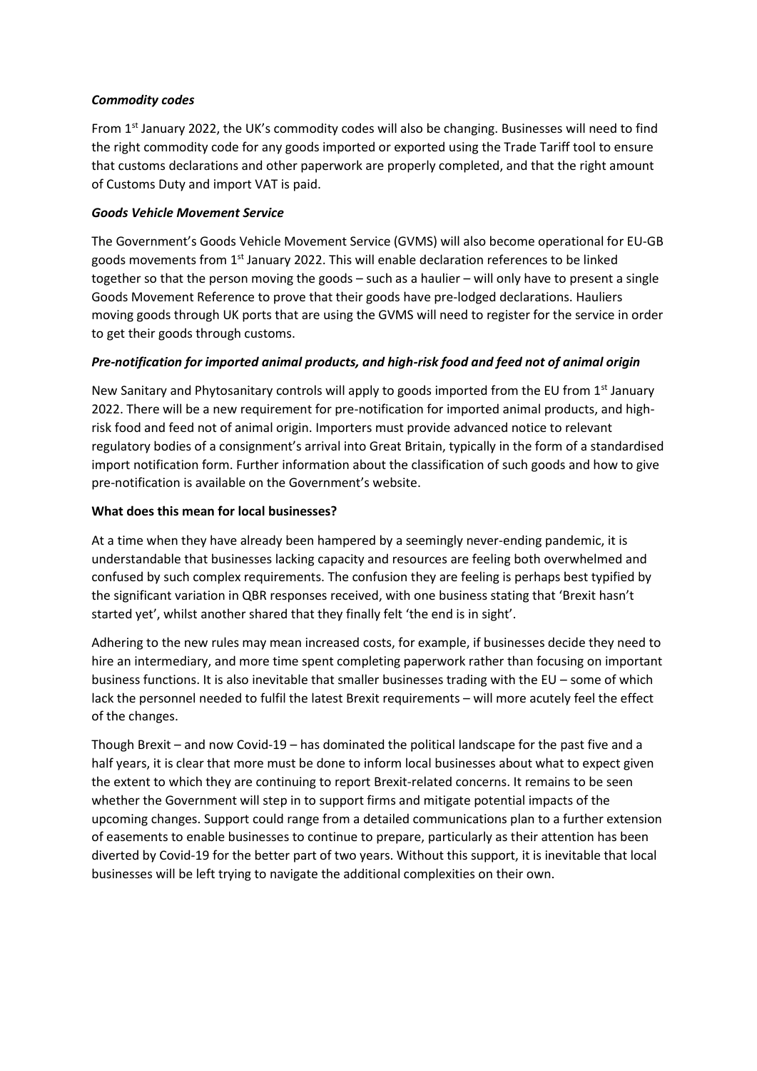### *Commodity codes*

From 1st January 2022, the UK's commodity codes will also be changing. Businesses will need to find the right commodity code for any goods imported or exported using the Trade Tariff tool to ensure that customs declarations and other paperwork are properly completed, and that the right amount of Customs Duty and import VAT is paid.

### *Goods Vehicle Movement Service*

The Government's Goods Vehicle Movement Service (GVMS) will also become operational for EU-GB goods movements from 1st January 2022. This will enable declaration references to be linked together so that the person moving the goods – such as a haulier – will only have to present a single Goods Movement Reference to prove that their goods have pre-lodged declarations. Hauliers moving goods through UK ports that are using the GVMS will need to register for the service in order to get their goods through customs.

### *Pre-notification for imported animal products, and high-risk food and feed not of animal origin*

New Sanitary and Phytosanitary controls will apply to goods imported from the EU from 1st January 2022. There will be a new requirement for pre-notification for imported animal products, and high-risk food and feed not of animal origin. Importers must provide advanced notice to relevant regulatory bodies of a consignment's arrival into Great Britain, typically in the form of a standardised import notification form. Further information about the classification of such goods and how to give pre-notification is available on the Government's website.

## What does this mean for local businesses?

At a time when they have already been hampered by a seemingly never-ending pandemic, it is understandable that businesses lacking capacity and resources are feeling both overwhelmed and confused by such complex requirements. The confusion they are feeling is perhaps best typified by the significant variation in QBR responses received, with one business stating that 'Brexit hasn't started yet', whilst another shared that they finally felt 'the end is in sight'.

Adhering to the new rules may mean increased costs, for example, if businesses decide they need to hire an intermediary, and more time spent completing paperwork rather than focusing on important business functions. It is also inevitable that smaller businesses trading with the EU – some of which lack the personnel needed to fulfil the latest Brexit requirements – will more acutely feel the effect of the changes.

Though Brexit – and now Covid-19 – has dominated the political landscape for the past five and a half years, it is clear that more must be done to inform local businesses about what to expect given the extent to which they are continuing to report Brexit-related concerns. It remains to be seen whether the Government will step in to support firms and mitigate potential impacts of the upcoming changes. Support could range from a detailed communications plan to a further extension of easements to enable businesses to continue to prepare, particularly as their attention has been diverted by Covid-19 for the better part of two years. Without this support, it is inevitable that local businesses will be left trying to navigate the additional complexities on their own.